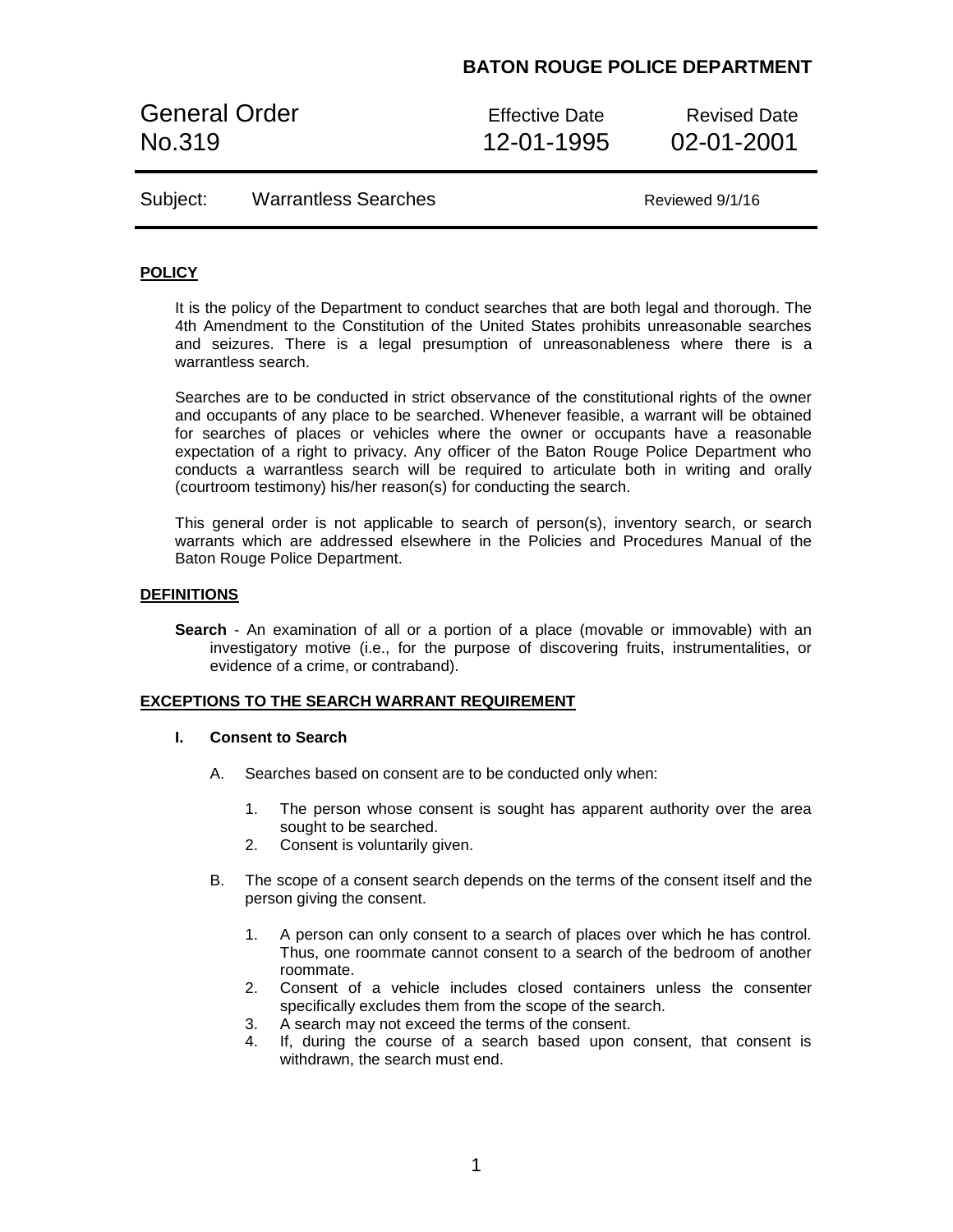**BATON ROUGE POLICE DEPARTMENT**

| General Order No.319 | Effective Date 12-01-1995 | Revised Date 02-01-2001 |
| --- | --- | --- |
| Subject: Warrantless Searches | | Reviewed 9/1/16 |

## POLICY

It is the policy of the Department to conduct searches that are both legal and thorough. The 4th Amendment to the Constitution of the United States prohibits unreasonable searches and seizures. There is a legal presumption of unreasonableness where there is a warrantless search.

Searches are to be conducted in strict observance of the constitutional rights of the owner and occupants of any place to be searched. Whenever feasible, a warrant will be obtained for searches of places or vehicles where the owner or occupants have a reasonable expectation of a right to privacy. Any officer of the Baton Rouge Police Department who conducts a warrantless search will be required to articulate both in writing and orally (courtroom testimony) his/her reason(s) for conducting the search.

This general order is not applicable to search of person(s), inventory search, or search warrants which are addressed elsewhere in the Policies and Procedures Manual of the Baton Rouge Police Department.

## DEFINITIONS

**Search** - An examination of all or a portion of a place (movable or immovable) with an investigatory motive (i.e., for the purpose of discovering fruits, instrumentalities, or evidence of a crime, or contraband).

## EXCEPTIONS TO THE SEARCH WARRANT REQUIREMENT

### I. Consent to Search

A. Searches based on consent are to be conducted only when:

1. The person whose consent is sought has apparent authority over the area sought to be searched.
2. Consent is voluntarily given.

B. The scope of a consent search depends on the terms of the consent itself and the person giving the consent.

1. A person can only consent to a search of places over which he has control. Thus, one roommate cannot consent to a search of the bedroom of another roommate.
2. Consent of a vehicle includes closed containers unless the consenter specifically excludes them from the scope of the search.
3. A search may not exceed the terms of the consent.
4. If, during the course of a search based upon consent, that consent is withdrawn, the search must end.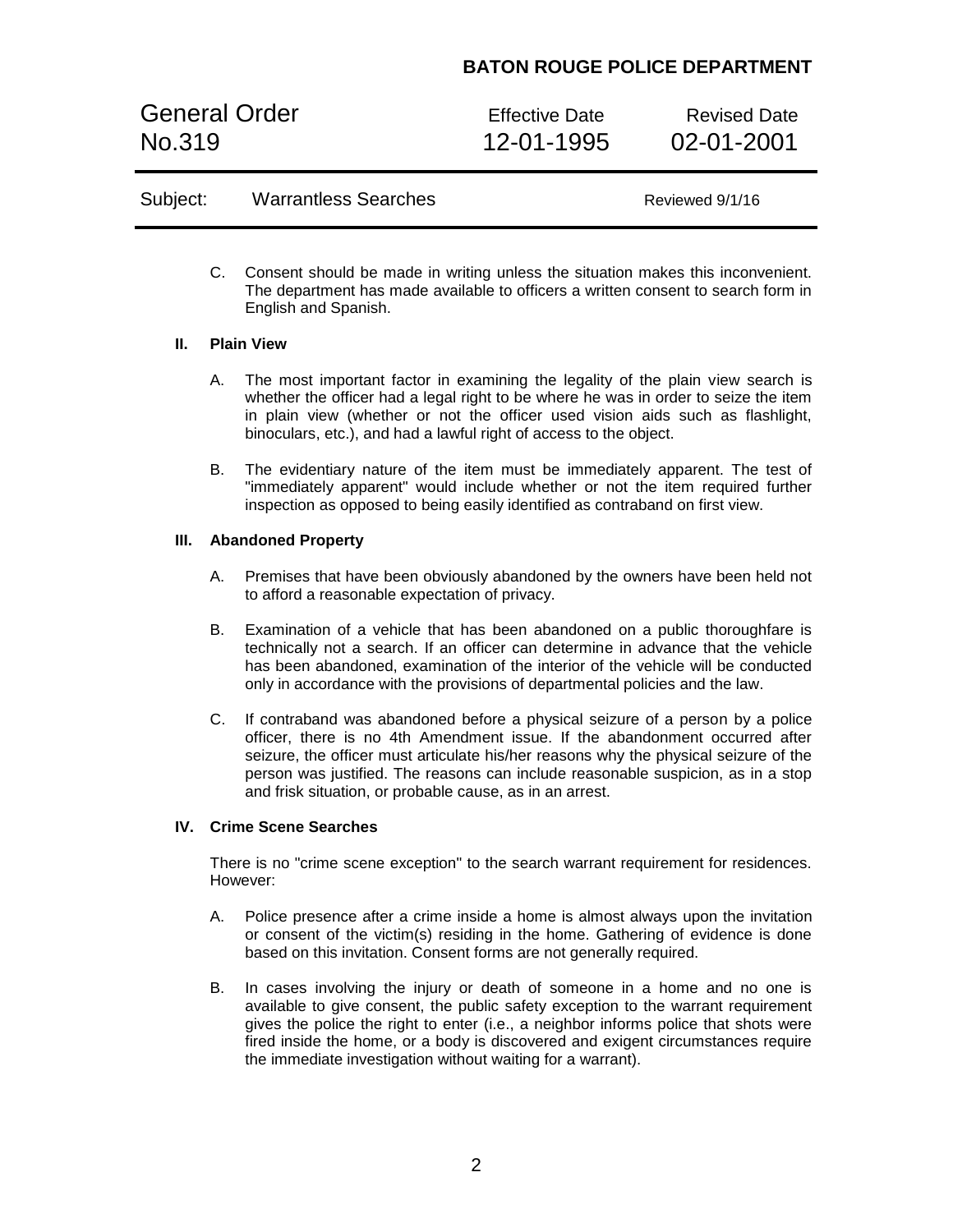C. Consent should be made in writing unless the situation makes this inconvenient. The department has made available to officers a written consent to search form in English and Spanish.

## II. Plain View

A. The most important factor in examining the legality of the plain view search is whether the officer had a legal right to be where he was in order to seize the item in plain view (whether or not the officer used vision aids such as flashlight, binoculars, etc.), and had a lawful right of access to the object.

B. The evidentiary nature of the item must be immediately apparent. The test of "immediately apparent" would include whether or not the item required further inspection as opposed to being easily identified as contraband on first view.

## III. Abandoned Property

A. Premises that have been obviously abandoned by the owners have been held not to afford a reasonable expectation of privacy.

B. Examination of a vehicle that has been abandoned on a public thoroughfare is technically not a search. If an officer can determine in advance that the vehicle has been abandoned, examination of the interior of the vehicle will be conducted only in accordance with the provisions of departmental policies and the law.

C. If contraband was abandoned before a physical seizure of a person by a police officer, there is no 4th Amendment issue. If the abandonment occurred after seizure, the officer must articulate his/her reasons why the physical seizure of the person was justified. The reasons can include reasonable suspicion, as in a stop and frisk situation, or probable cause, as in an arrest.

## IV. Crime Scene Searches

There is no "crime scene exception" to the search warrant requirement for residences. However:

A. Police presence after a crime inside a home is almost always upon the invitation or consent of the victim(s) residing in the home. Gathering of evidence is done based on this invitation. Consent forms are not generally required.

B. In cases involving the injury or death of someone in a home and no one is available to give consent, the public safety exception to the warrant requirement gives the police the right to enter (i.e., a neighbor informs police that shots were fired inside the home, or a body is discovered and exigent circumstances require the immediate investigation without waiting for a warrant).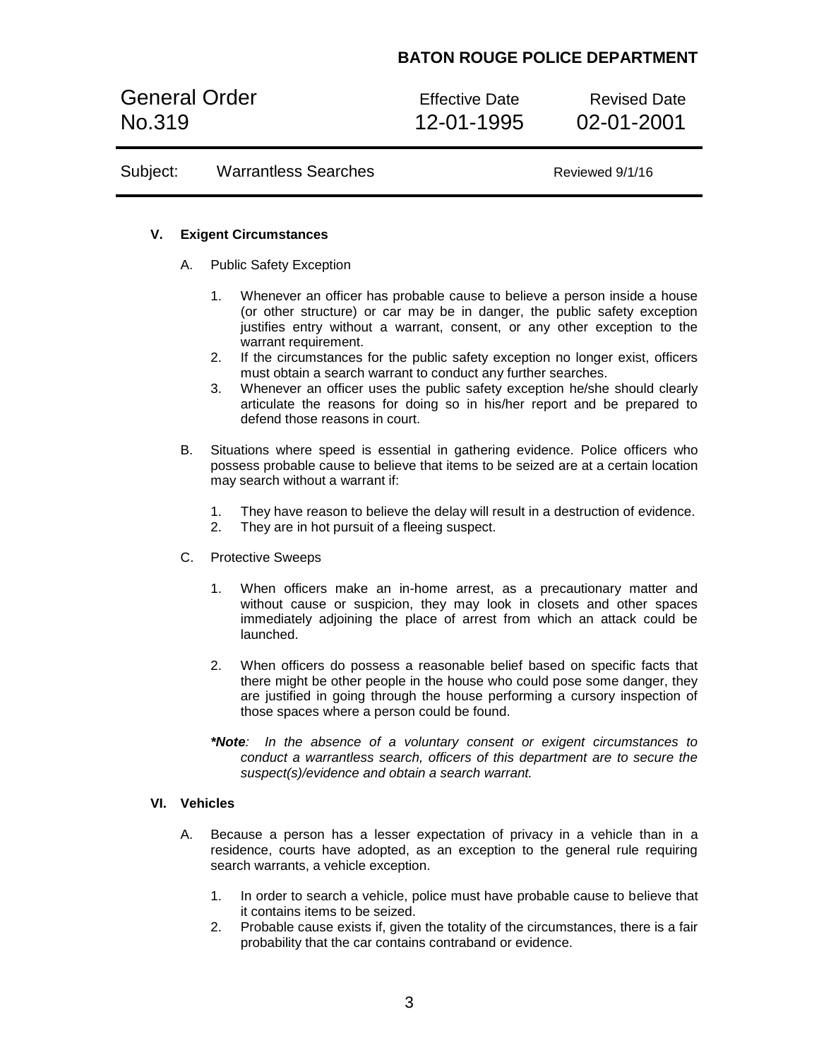## V. Exigent Circumstances

A. Public Safety Exception

1. Whenever an officer has probable cause to believe a person inside a house (or other structure) or car may be in danger, the public safety exception justifies entry without a warrant, consent, or any other exception to the warrant requirement.
2. If the circumstances for the public safety exception no longer exist, officers must obtain a search warrant to conduct any further searches.
3. Whenever an officer uses the public safety exception he/she should clearly articulate the reasons for doing so in his/her report and be prepared to defend those reasons in court.

B. Situations where speed is essential in gathering evidence. Police officers who possess probable cause to believe that items to be seized are at a certain location may search without a warrant if:

1. They have reason to believe the delay will result in a destruction of evidence.
2. They are in hot pursuit of a fleeing suspect.

C. Protective Sweeps

1. When officers make an in-home arrest, as a precautionary matter and without cause or suspicion, they may look in closets and other spaces immediately adjoining the place of arrest from which an attack could be launched.

2. When officers do possess a reasonable belief based on specific facts that there might be other people in the house who could pose some danger, they are justified in going through the house performing a cursory inspection of those spaces where a person could be found.

***Note**: In the absence of a voluntary consent or exigent circumstances to conduct a warrantless search, officers of this department are to secure the suspect(s)/evidence and obtain a search warrant.*

## VI. Vehicles

A. Because a person has a lesser expectation of privacy in a vehicle than in a residence, courts have adopted, as an exception to the general rule requiring search warrants, a vehicle exception.

1. In order to search a vehicle, police must have probable cause to believe that it contains items to be seized.
2. Probable cause exists if, given the totality of the circumstances, there is a fair probability that the car contains contraband or evidence.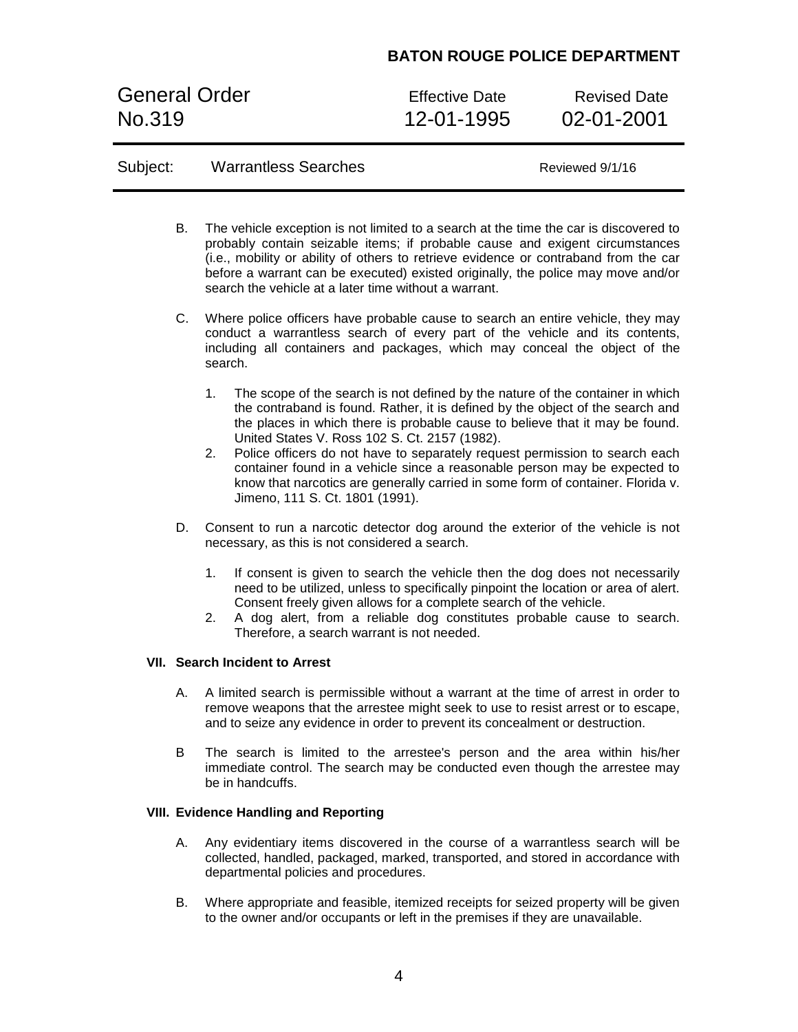B. The vehicle exception is not limited to a search at the time the car is discovered to probably contain seizable items; if probable cause and exigent circumstances (i.e., mobility or ability of others to retrieve evidence or contraband from the car before a warrant can be executed) existed originally, the police may move and/or search the vehicle at a later time without a warrant.

C. Where police officers have probable cause to search an entire vehicle, they may conduct a warrantless search of every part of the vehicle and its contents, including all containers and packages, which may conceal the object of the search.

   1. The scope of the search is not defined by the nature of the container in which the contraband is found. Rather, it is defined by the object of the search and the places in which there is probable cause to believe that it may be found. United States V. Ross 102 S. Ct. 2157 (1982).
   2. Police officers do not have to separately request permission to search each container found in a vehicle since a reasonable person may be expected to know that narcotics are generally carried in some form of container. Florida v. Jimeno, 111 S. Ct. 1801 (1991).

D. Consent to run a narcotic detector dog around the exterior of the vehicle is not necessary, as this is not considered a search.

   1. If consent is given to search the vehicle then the dog does not necessarily need to be utilized, unless to specifically pinpoint the location or area of alert. Consent freely given allows for a complete search of the vehicle.
   2. A dog alert, from a reliable dog constitutes probable cause to search. Therefore, a search warrant is not needed.

**VII. Search Incident to Arrest**

A. A limited search is permissible without a warrant at the time of arrest in order to remove weapons that the arrestee might seek to use to resist arrest or to escape, and to seize any evidence in order to prevent its concealment or destruction.

B The search is limited to the arrestee's person and the area within his/her immediate control. The search may be conducted even though the arrestee may be in handcuffs.

**VIII. Evidence Handling and Reporting**

A. Any evidentiary items discovered in the course of a warrantless search will be collected, handled, packaged, marked, transported, and stored in accordance with departmental policies and procedures.

B. Where appropriate and feasible, itemized receipts for seized property will be given to the owner and/or occupants or left in the premises if they are unavailable.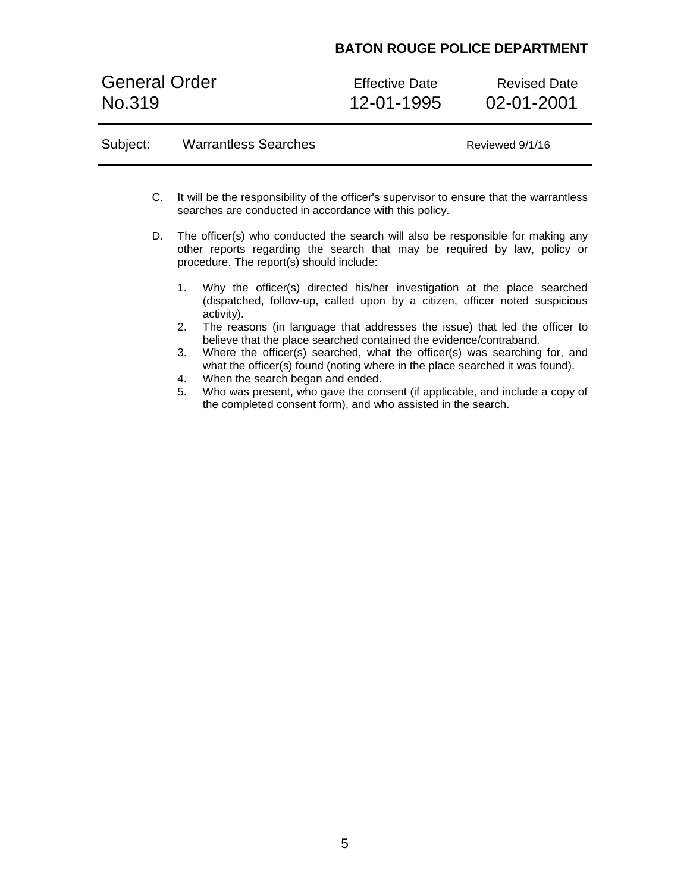C. It will be the responsibility of the officer's supervisor to ensure that the warrantless searches are conducted in accordance with this policy.

D. The officer(s) who conducted the search will also be responsible for making any other reports regarding the search that may be required by law, policy or procedure. The report(s) should include:

   1. Why the officer(s) directed his/her investigation at the place searched (dispatched, follow-up, called upon by a citizen, officer noted suspicious activity).
   2. The reasons (in language that addresses the issue) that led the officer to believe that the place searched contained the evidence/contraband.
   3. Where the officer(s) searched, what the officer(s) was searching for, and what the officer(s) found (noting where in the place searched it was found).
   4. When the search began and ended.
   5. Who was present, who gave the consent (if applicable, and include a copy of the completed consent form), and who assisted in the search.